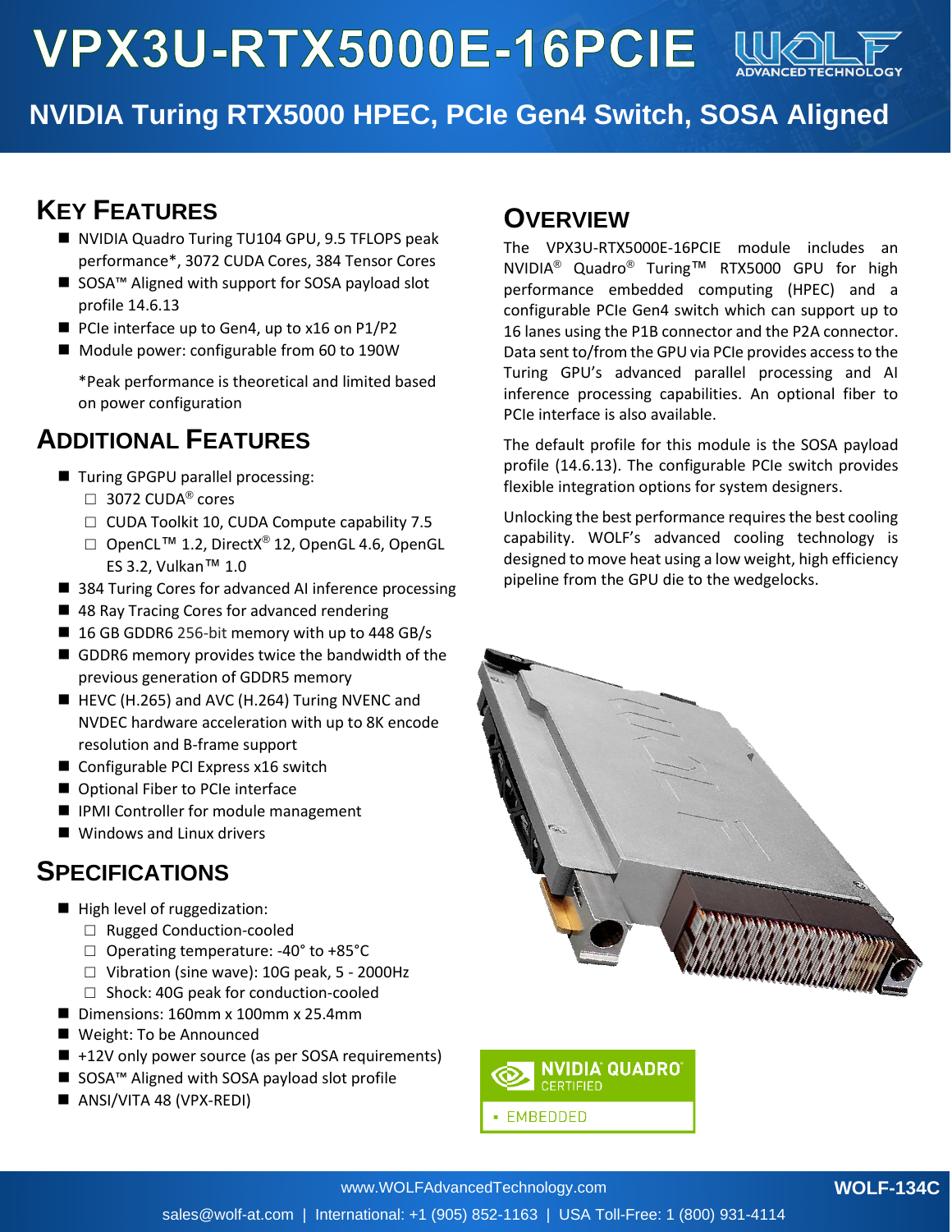# VPX3U-RTX5000E-16PCIE

## NVIDIA Turing RTX5000 HPEC, PCIe Gen4 Switch, SOSA Aligned

## Key Features

- NVIDIA Quadro Turing TU104 GPU, 9.5 TFLOPS peak performance*, 3072 CUDA Cores, 384 Tensor Cores
- SOSA™ Aligned with support for SOSA payload slot profile 14.6.13
- PCIe interface up to Gen4, up to x16 on P1/P2
- Module power: configurable from 60 to 190W

*Peak performance is theoretical and limited based on power configuration

## Additional Features

- Turing GPGPU parallel processing:
  - 3072 CUDA® cores
  - CUDA Toolkit 10, CUDA Compute capability 7.5
  - OpenCL™ 1.2, DirectX® 12, OpenGL 4.6, OpenGL ES 3.2, Vulkan™ 1.0
- 384 Turing Cores for advanced AI inference processing
- 48 Ray Tracing Cores for advanced rendering
- 16 GB GDDR6 256-bit memory with up to 448 GB/s
- GDDR6 memory provides twice the bandwidth of the previous generation of GDDR5 memory
- HEVC (H.265) and AVC (H.264) Turing NVENC and NVDEC hardware acceleration with up to 8K encode resolution and B-frame support
- Configurable PCI Express x16 switch
- Optional Fiber to PCIe interface
- IPMI Controller for module management
- Windows and Linux drivers

## Specifications

- High level of ruggedization:
  - Rugged Conduction-cooled
  - Operating temperature: -40° to +85°C
  - Vibration (sine wave): 10G peak, 5 - 2000Hz
  - Shock: 40G peak for conduction-cooled
- Dimensions: 160mm x 100mm x 25.4mm
- Weight: To be Announced
- +12V only power source (as per SOSA requirements)
- SOSA™ Aligned with SOSA payload slot profile
- ANSI/VITA 48 (VPX-REDI)

## Overview

The VPX3U-RTX5000E-16PCIE module includes an NVIDIA® Quadro® Turing™ RTX5000 GPU for high performance embedded computing (HPEC) and a configurable PCIe Gen4 switch which can support up to 16 lanes using the P1B connector and the P2A connector. Data sent to/from the GPU via PCIe provides access to the Turing GPU's advanced parallel processing and AI inference processing capabilities. An optional fiber to PCIe interface is also available.

The default profile for this module is the SOSA payload profile (14.6.13). The configurable PCIe switch provides flexible integration options for system designers.

Unlocking the best performance requires the best cooling capability. WOLF's advanced cooling technology is designed to move heat using a low weight, high efficiency pipeline from the GPU die to the wedgelocks.

NVIDIA QUADRO CERTIFIED
EMBEDDED

www.WOLFAdvancedTechnology.com

sales@wolf-at.com | International: +1 (905) 852-1163 | USA Toll-Free: 1 (800) 931-4114

WOLF-134C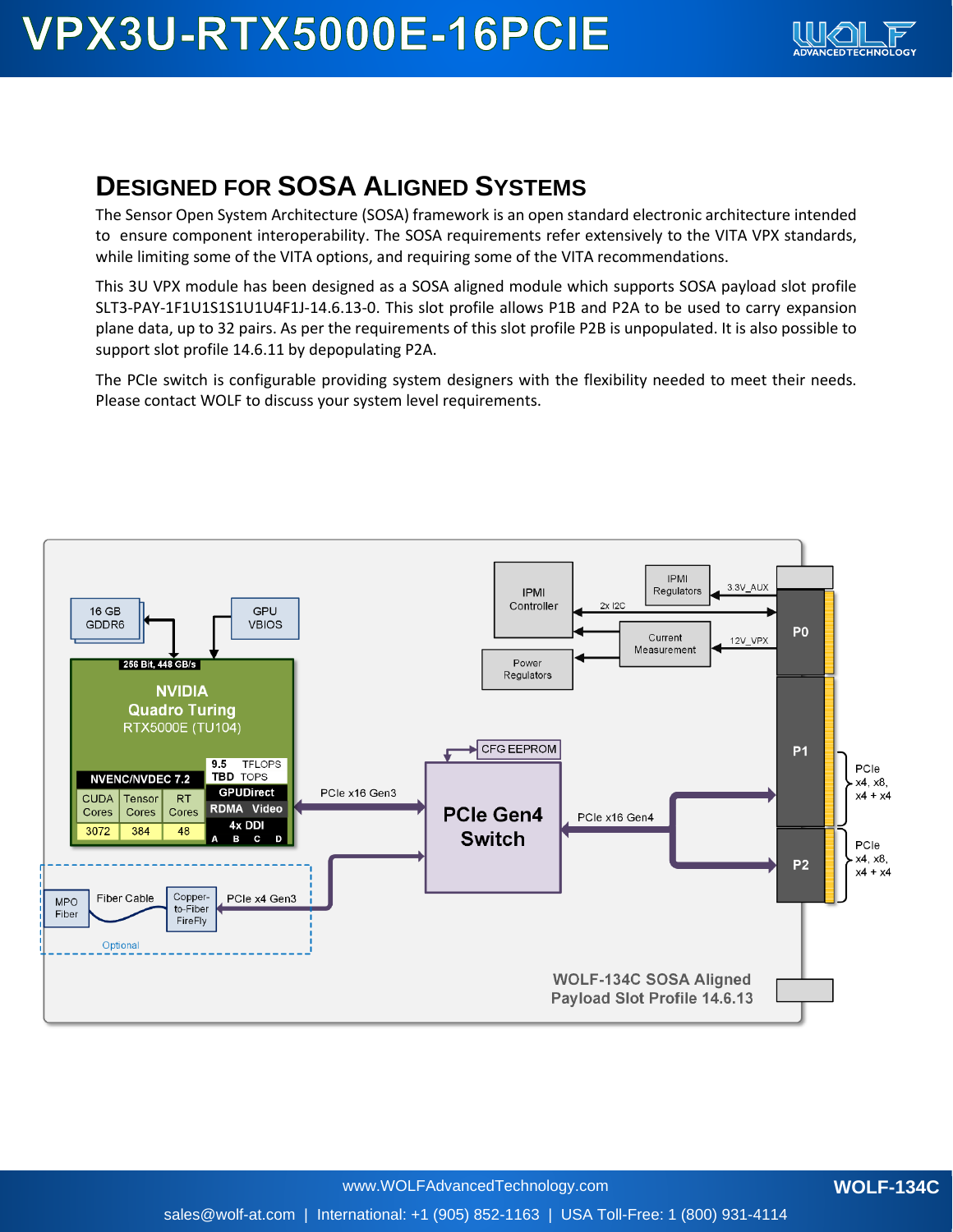## Designed for SOSA Aligned Systems

The Sensor Open System Architecture (SOSA) framework is an open standard electronic architecture intended to ensure component interoperability. The SOSA requirements refer extensively to the VITA VPX standards, while limiting some of the VITA options, and requiring some of the VITA recommendations.

This 3U VPX module has been designed as a SOSA aligned module which supports SOSA payload slot profile SLT3-PAY-1F1U1S1S1U1U4F1J-14.6.13-0. This slot profile allows P1B and P2A to be used to carry expansion plane data, up to 32 pairs. As per the requirements of this slot profile P2B is unpopulated. It is also possible to support slot profile 14.6.11 by depopulating P2A.

The PCIe switch is configurable providing system designers with the flexibility needed to meet their needs. Please contact WOLF to discuss your system level requirements.

16 GB GDDR6

GPU VBIOS

256 Bit, 448 GB/s

NVIDIA Quadro Turing RTX5000E (TU104)

NVENC/NVDEC 7.2

| CUDA Cores | Tensor Cores | RT Cores |
|---|---|---|
| 3072 | 384 | 48 |

9.5 TFLOPS
TBD TOPS
GPUDirect
RDMA Video
4x DDI
A B C D

PCIe x16 Gen3

CFG EEPROM

PCIe Gen4 Switch

PCIe x16 Gen4

IPMI Controller

IPMI Regulators

3.3V_AUX

2x I2C

Current Measurement

12V_VPX

Power Regulators

P0

P1

P2

PCIe x4, x8, x4 + x4

PCIe x4, x8, x4 + x4

MPO Fiber

Fiber Cable

Copper-to-Fiber FireFly

PCIe x4 Gen3

Optional

WOLF-134C SOSA Aligned Payload Slot Profile 14.6.13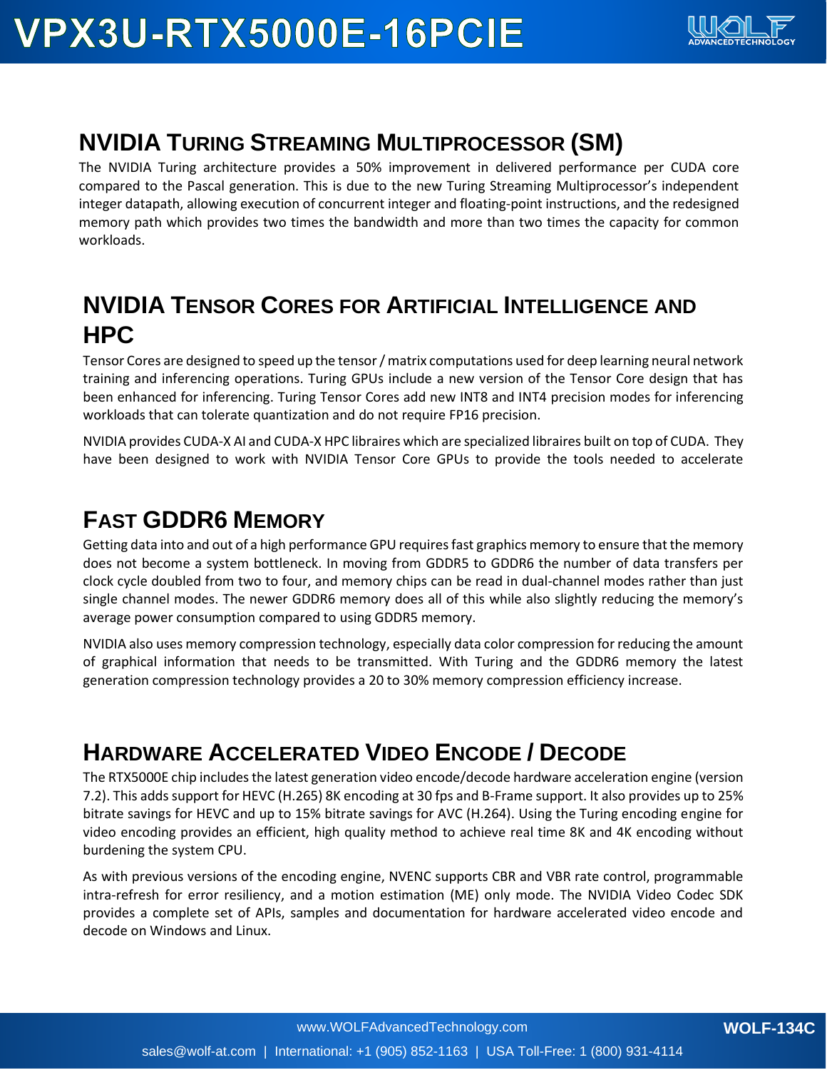## NVIDIA Turing Streaming Multiprocessor (SM)

The NVIDIA Turing architecture provides a 50% improvement in delivered performance per CUDA core compared to the Pascal generation. This is due to the new Turing Streaming Multiprocessor's independent integer datapath, allowing execution of concurrent integer and floating-point instructions, and the redesigned memory path which provides two times the bandwidth and more than two times the capacity for common workloads.

## NVIDIA Tensor Cores for Artificial Intelligence and HPC

Tensor Cores are designed to speed up the tensor / matrix computations used for deep learning neural network training and inferencing operations. Turing GPUs include a new version of the Tensor Core design that has been enhanced for inferencing. Turing Tensor Cores add new INT8 and INT4 precision modes for inferencing workloads that can tolerate quantization and do not require FP16 precision.

NVIDIA provides CUDA-X AI and CUDA-X HPC libraires which are specialized libraires built on top of CUDA. They have been designed to work with NVIDIA Tensor Core GPUs to provide the tools needed to accelerate

## Fast GDDR6 Memory

Getting data into and out of a high performance GPU requires fast graphics memory to ensure that the memory does not become a system bottleneck. In moving from GDDR5 to GDDR6 the number of data transfers per clock cycle doubled from two to four, and memory chips can be read in dual-channel modes rather than just single channel modes. The newer GDDR6 memory does all of this while also slightly reducing the memory's average power consumption compared to using GDDR5 memory.

NVIDIA also uses memory compression technology, especially data color compression for reducing the amount of graphical information that needs to be transmitted. With Turing and the GDDR6 memory the latest generation compression technology provides a 20 to 30% memory compression efficiency increase.

## Hardware Accelerated Video Encode / Decode

The RTX5000E chip includes the latest generation video encode/decode hardware acceleration engine (version 7.2). This adds support for HEVC (H.265) 8K encoding at 30 fps and B-Frame support. It also provides up to 25% bitrate savings for HEVC and up to 15% bitrate savings for AVC (H.264). Using the Turing encoding engine for video encoding provides an efficient, high quality method to achieve real time 8K and 4K encoding without burdening the system CPU.

As with previous versions of the encoding engine, NVENC supports CBR and VBR rate control, programmable intra-refresh for error resiliency, and a motion estimation (ME) only mode. The NVIDIA Video Codec SDK provides a complete set of APIs, samples and documentation for hardware accelerated video encode and decode on Windows and Linux.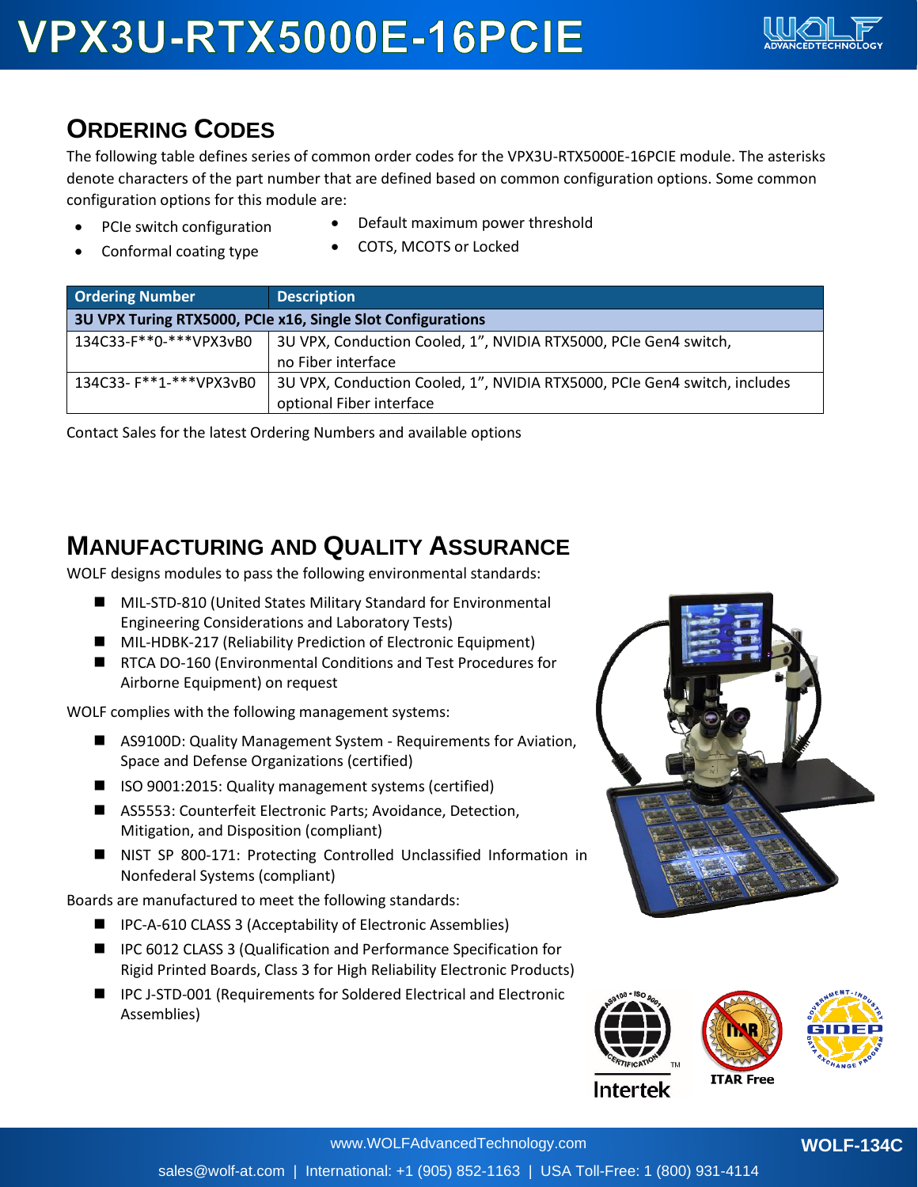## Ordering Codes

The following table defines series of common order codes for the VPX3U-RTX5000E-16PCIE module. The asterisks denote characters of the part number that are defined based on common configuration options. Some common configuration options for this module are:

- PCIe switch configuration
- Conformal coating type
- Default maximum power threshold
- COTS, MCOTS or Locked

| Ordering Number | Description |
|---|---|
| **3U VPX Turing RTX5000, PCIe x16, Single Slot Configurations** | |
| 134C33-F**0-***VPX3vB0 | 3U VPX, Conduction Cooled, 1”, NVIDIA RTX5000, PCIe Gen4 switch, no Fiber interface |
| 134C33- F**1-***VPX3vB0 | 3U VPX, Conduction Cooled, 1”, NVIDIA RTX5000, PCIe Gen4 switch, includes optional Fiber interface |

Contact Sales for the latest Ordering Numbers and available options

## Manufacturing and Quality Assurance

WOLF designs modules to pass the following environmental standards:

- MIL-STD-810 (United States Military Standard for Environmental Engineering Considerations and Laboratory Tests)
- MIL-HDBK-217 (Reliability Prediction of Electronic Equipment)
- RTCA DO-160 (Environmental Conditions and Test Procedures for Airborne Equipment) on request

WOLF complies with the following management systems:

- AS9100D: Quality Management System - Requirements for Aviation, Space and Defense Organizations (certified)
- ISO 9001:2015: Quality management systems (certified)
- AS5553: Counterfeit Electronic Parts; Avoidance, Detection, Mitigation, and Disposition (compliant)
- NIST SP 800-171: Protecting Controlled Unclassified Information in Nonfederal Systems (compliant)

Boards are manufactured to meet the following standards:

- IPC-A-610 CLASS 3 (Acceptability of Electronic Assemblies)
- IPC 6012 CLASS 3 (Qualification and Performance Specification for Rigid Printed Boards, Class 3 for High Reliability Electronic Products)
- IPC J-STD-001 (Requirements for Soldered Electrical and Electronic Assemblies)

ITAR Free